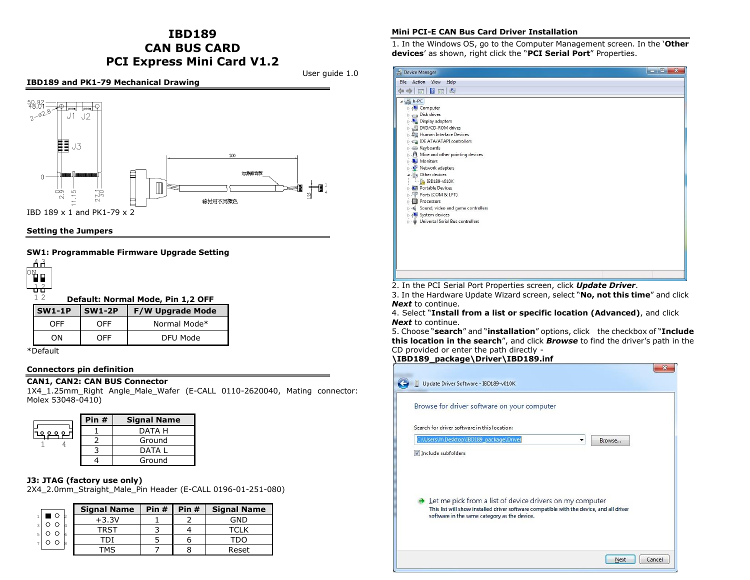# IBD189
# CAN BUS CARD
# PCI Express Mini Card V1.2

User guide 1.0

## IBD189 and PK1-79 Mechanical Drawing

IBD 189 x 1 and PK1-79 x 2

## Setting the Jumpers

### SW1: Programmable Firmware Upgrade Setting

Default: Normal Mode, Pin 1,2 OFF

| SW1-1P | SW1-2P | F/W Upgrade Mode |
|---|---|---|
| OFF | OFF | Normal Mode* |
| ON | OFF | DFU Mode |

*Default

## Connectors pin definition

**CAN1, CAN2: CAN BUS Connector**

1X4_1.25mm_Right Angle_Male_Wafer (E-CALL 0110-2620040, Mating connector: Molex 53048-0410)

| Pin # | Signal Name |
|---|---|
| 1 | DATA H |
| 2 | Ground |
| 3 | DATA L |
| 4 | Ground |

**J3: JTAG (factory use only)**

2X4_2.0mm_Straight_Male_Pin Header (E-CALL 0196-01-251-080)

| Signal Name | Pin # | Pin # | Signal Name |
|---|---|---|---|
| +3.3V | 1 | 2 | GND |
| TRST | 3 | 4 | TCLK |
| TDI | 5 | 6 | TDO |
| TMS | 7 | 8 | Reset |

## Mini PCI-E CAN Bus Card Driver Installation

1. In the Windows OS, go to the Computer Management screen. In the '**Other devices**' as shown, right click the "**PCI Serial Port**" Properties.
2. In the PCI Serial Port Properties screen, click ***Update Driver***.
3. In the Hardware Update Wizard screen, select "**No, not this time**" and click ***Next*** to continue.
4. Select "**Install from a list or specific location (Advanced)**, and click ***Next*** to continue.
5. Choose "**search**" and "**installation**" options, click the checkbox of "**Include this location in the search**", and click ***Browse*** to find the driver's path in the CD provided or enter the path directly - **\IBD189_package\Driver\IBD189.inf**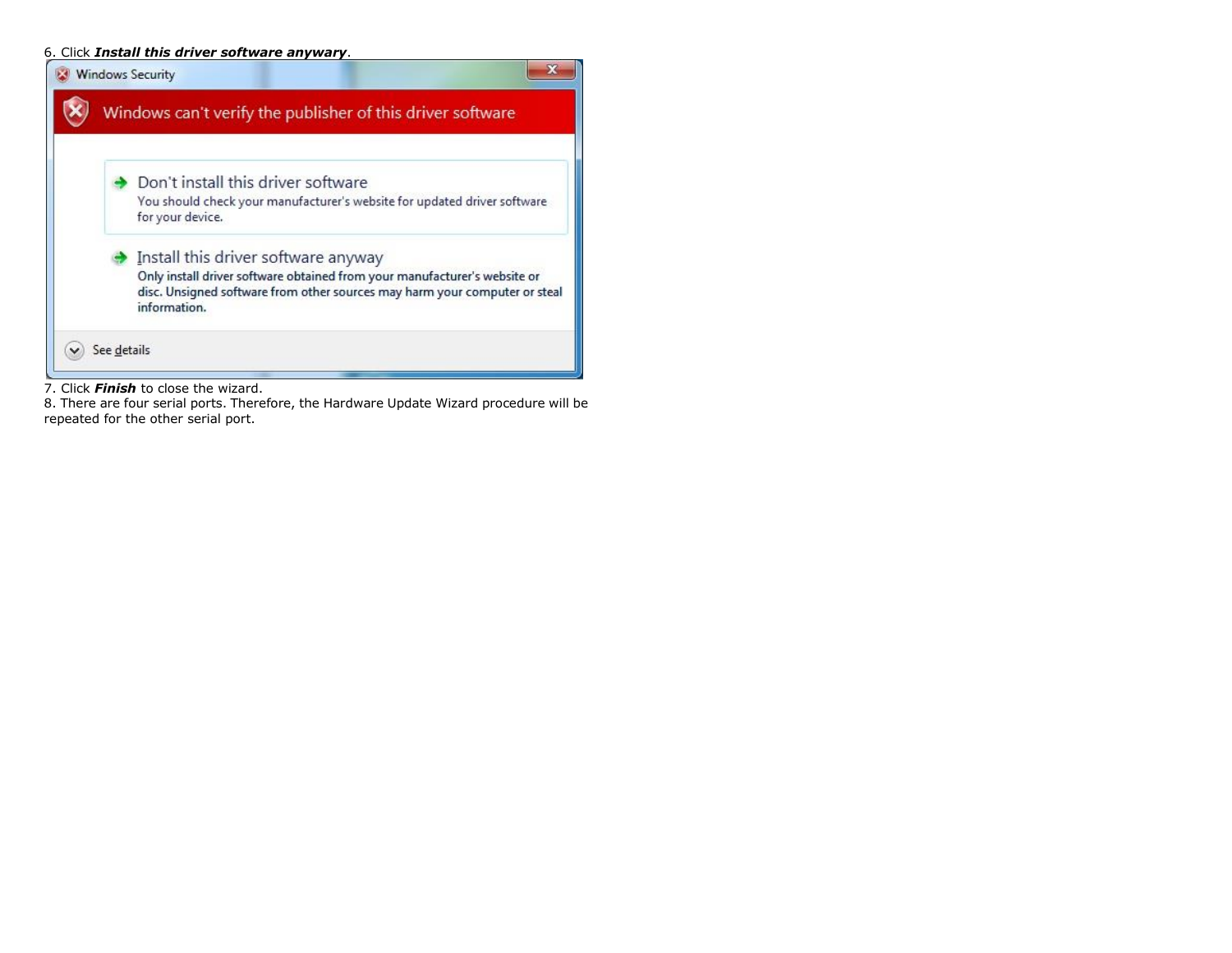6. Click ***Install this driver software anyway***.

7. Click ***Finish*** to close the wizard.

8. There are four serial ports. Therefore, the Hardware Update Wizard procedure will be repeated for the other serial port.